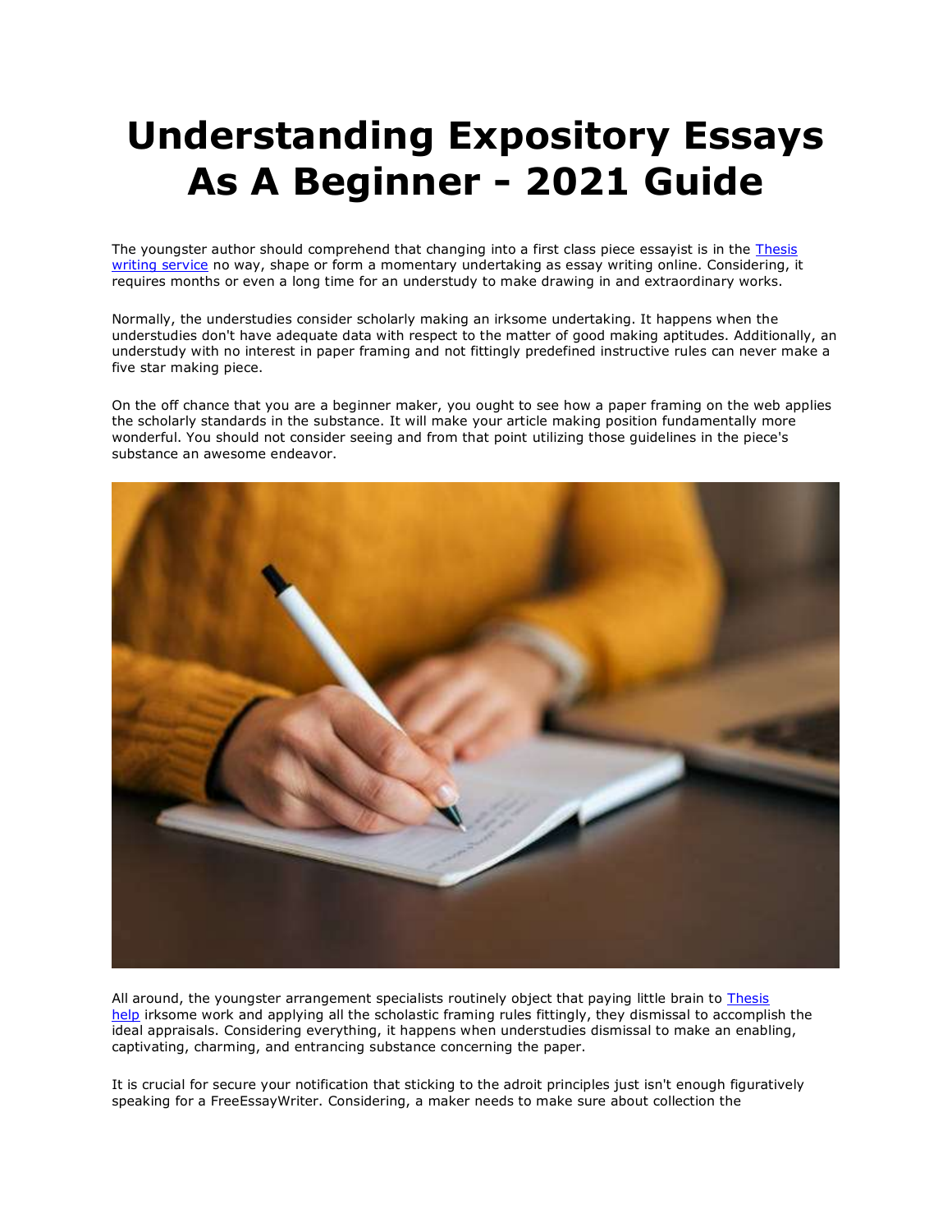# Understanding Expository Essays As A Beginner - 2021 Guide

The youngster author should comprehend that changing into a first class piece essayist is in the [Thesis writing service]() no way, shape or form a momentary undertaking as essay writing online. Considering, it requires months or even a long time for an understudy to make drawing in and extraordinary works.

Normally, the understudies consider scholarly making an irksome undertaking. It happens when the understudies don't have adequate data with respect to the matter of good making aptitudes. Additionally, an understudy with no interest in paper framing and not fittingly predefined instructive rules can never make a five star making piece.

On the off chance that you are a beginner maker, you ought to see how a paper framing on the web applies the scholarly standards in the substance. It will make your article making position fundamentally more wonderful. You should not consider seeing and from that point utilizing those guidelines in the piece's substance an awesome endeavor.

All around, the youngster arrangement specialists routinely object that paying little brain to [Thesis help]() irksome work and applying all the scholastic framing rules fittingly, they dismissal to accomplish the ideal appraisals. Considering everything, it happens when understudies dismissal to make an enabling, captivating, charming, and entrancing substance concerning the paper.

It is crucial for secure your notification that sticking to the adroit principles just isn't enough figuratively speaking for a FreeEssayWriter. Considering, a maker needs to make sure about collection the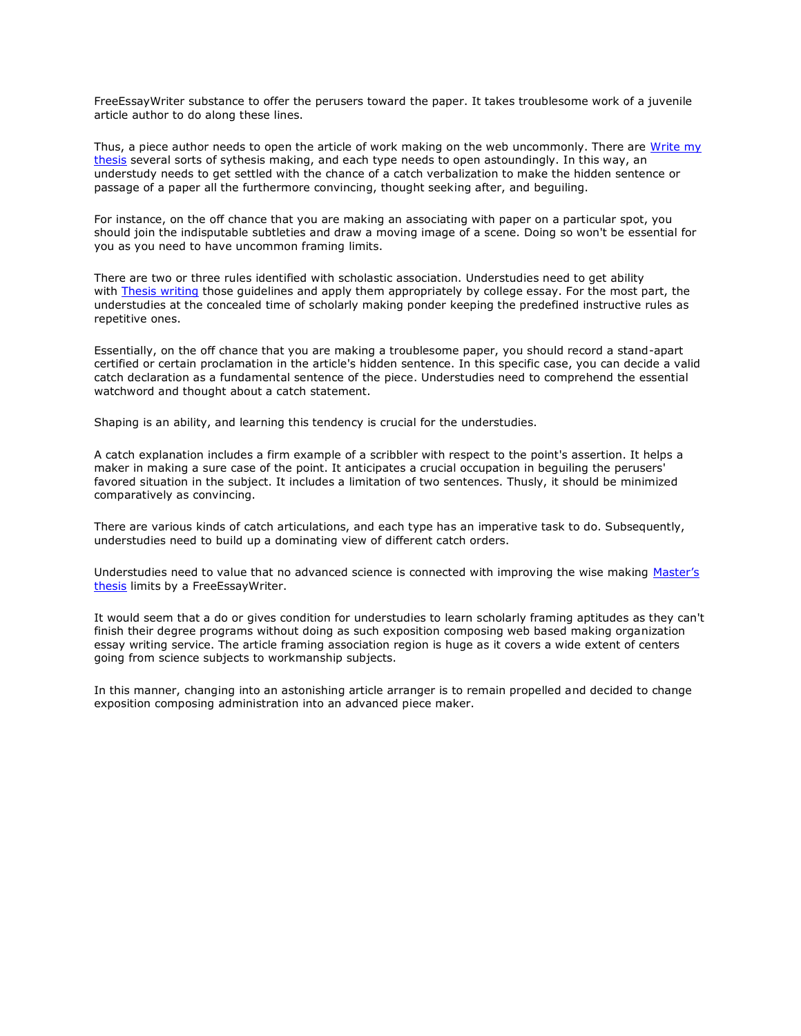FreeEssayWriter substance to offer the perusers toward the paper. It takes troublesome work of a juvenile article author to do along these lines.

Thus, a piece author needs to open the article of work making on the web uncommonly. There are [Write my thesis]() several sorts of sythesis making, and each type needs to open astoundingly. In this way, an understudy needs to get settled with the chance of a catch verbalization to make the hidden sentence or passage of a paper all the furthermore convincing, thought seeking after, and beguiling.

For instance, on the off chance that you are making an associating with paper on a particular spot, you should join the indisputable subtleties and draw a moving image of a scene. Doing so won't be essential for you as you need to have uncommon framing limits.

There are two or three rules identified with scholastic association. Understudies need to get ability with [Thesis writing]() those guidelines and apply them appropriately by college essay. For the most part, the understudies at the concealed time of scholarly making ponder keeping the predefined instructive rules as repetitive ones.

Essentially, on the off chance that you are making a troublesome paper, you should record a stand-apart certified or certain proclamation in the article's hidden sentence. In this specific case, you can decide a valid catch declaration as a fundamental sentence of the piece. Understudies need to comprehend the essential watchword and thought about a catch statement.

Shaping is an ability, and learning this tendency is crucial for the understudies.

A catch explanation includes a firm example of a scribbler with respect to the point's assertion. It helps a maker in making a sure case of the point. It anticipates a crucial occupation in beguiling the perusers' favored situation in the subject. It includes a limitation of two sentences. Thusly, it should be minimized comparatively as convincing.

There are various kinds of catch articulations, and each type has an imperative task to do. Subsequently, understudies need to build up a dominating view of different catch orders.

Understudies need to value that no advanced science is connected with improving the wise making [Master's thesis]() limits by a FreeEssayWriter.

It would seem that a do or gives condition for understudies to learn scholarly framing aptitudes as they can't finish their degree programs without doing as such exposition composing web based making organization essay writing service. The article framing association region is huge as it covers a wide extent of centers going from science subjects to workmanship subjects.

In this manner, changing into an astonishing article arranger is to remain propelled and decided to change exposition composing administration into an advanced piece maker.